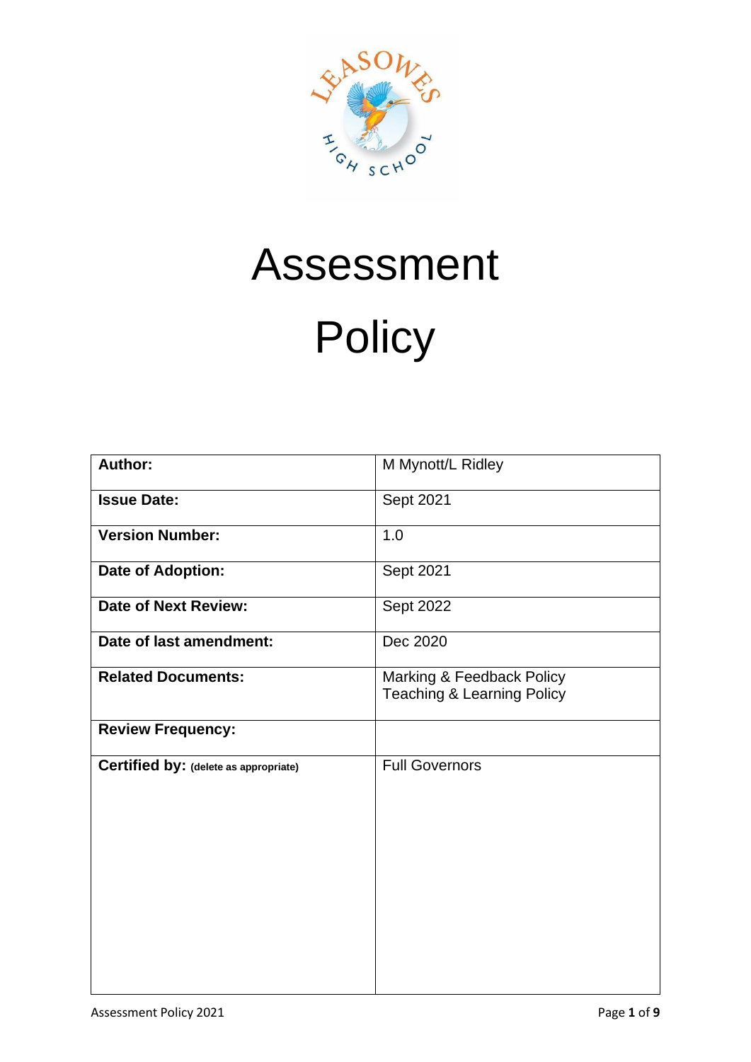# Assessment Policy

| Author: | M Mynott/L Ridley |
| --- | --- |
| **Issue Date:** | Sept 2021 |
| **Version Number:** | 1.0 |
| **Date of Adoption:** | Sept 2021 |
| **Date of Next Review:** | Sept 2022 |
| **Date of last amendment:** | Dec 2020 |
| **Related Documents:** | Marking & Feedback Policy<br>Teaching & Learning Policy |
| **Review Frequency:** | |
| **Certified by:** (delete as appropriate) | Full Governors |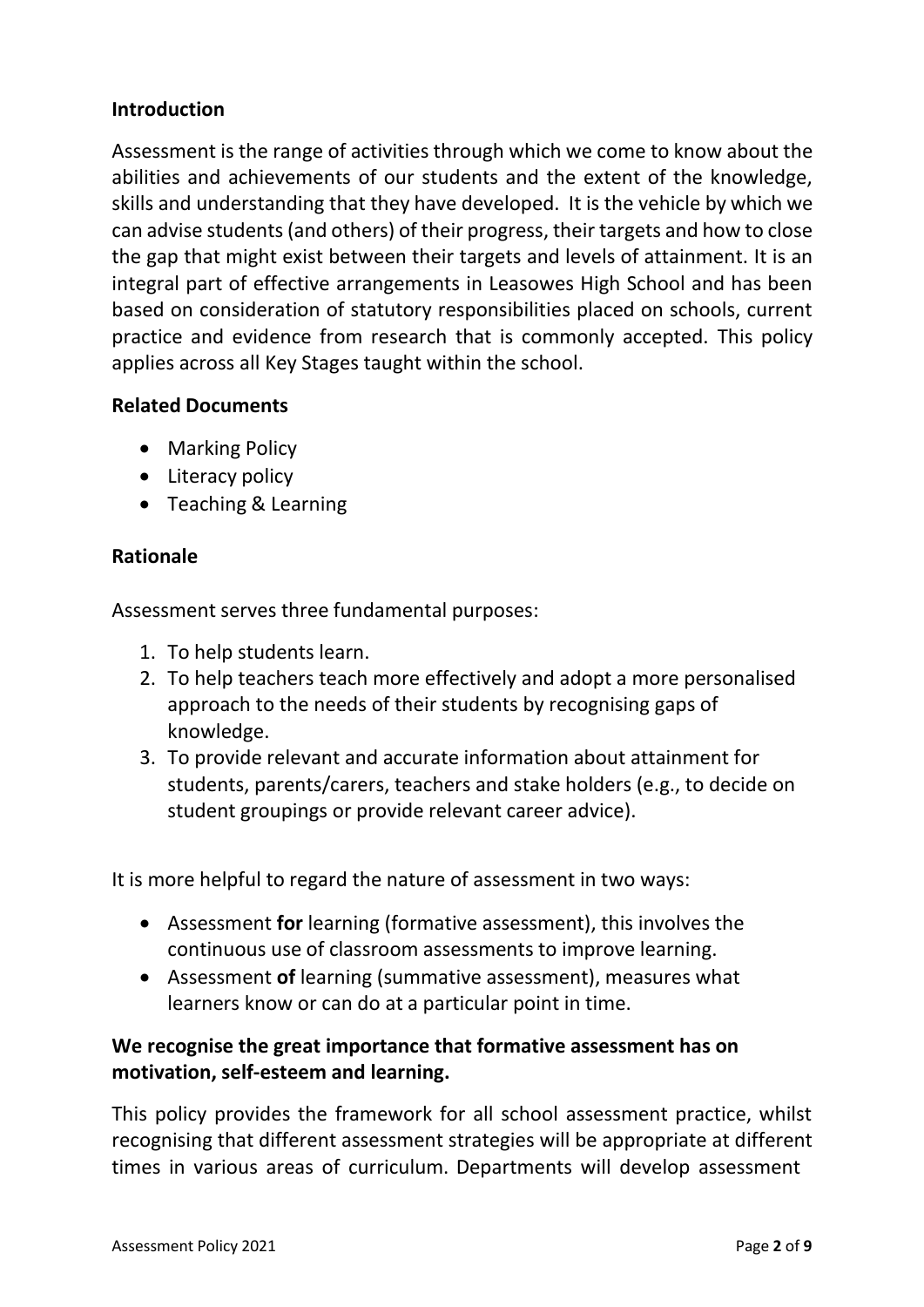**Introduction**

Assessment is the range of activities through which we come to know about the abilities and achievements of our students and the extent of the knowledge, skills and understanding that they have developed. It is the vehicle by which we can advise students (and others) of their progress, their targets and how to close the gap that might exist between their targets and levels of attainment. It is an integral part of effective arrangements in Leasowes High School and has been based on consideration of statutory responsibilities placed on schools, current practice and evidence from research that is commonly accepted. This policy applies across all Key Stages taught within the school.

**Related Documents**

- Marking Policy
- Literacy policy
- Teaching & Learning

**Rationale**

Assessment serves three fundamental purposes:

1. To help students learn.
2. To help teachers teach more effectively and adopt a more personalised approach to the needs of their students by recognising gaps of knowledge.
3. To provide relevant and accurate information about attainment for students, parents/carers, teachers and stake holders (e.g., to decide on student groupings or provide relevant career advice).

It is more helpful to regard the nature of assessment in two ways:

- Assessment **for** learning (formative assessment), this involves the continuous use of classroom assessments to improve learning.
- Assessment **of** learning (summative assessment), measures what learners know or can do at a particular point in time.

**We recognise the great importance that formative assessment has on motivation, self-esteem and learning.**

This policy provides the framework for all school assessment practice, whilst recognising that different assessment strategies will be appropriate at different times in various areas of curriculum. Departments will develop assessment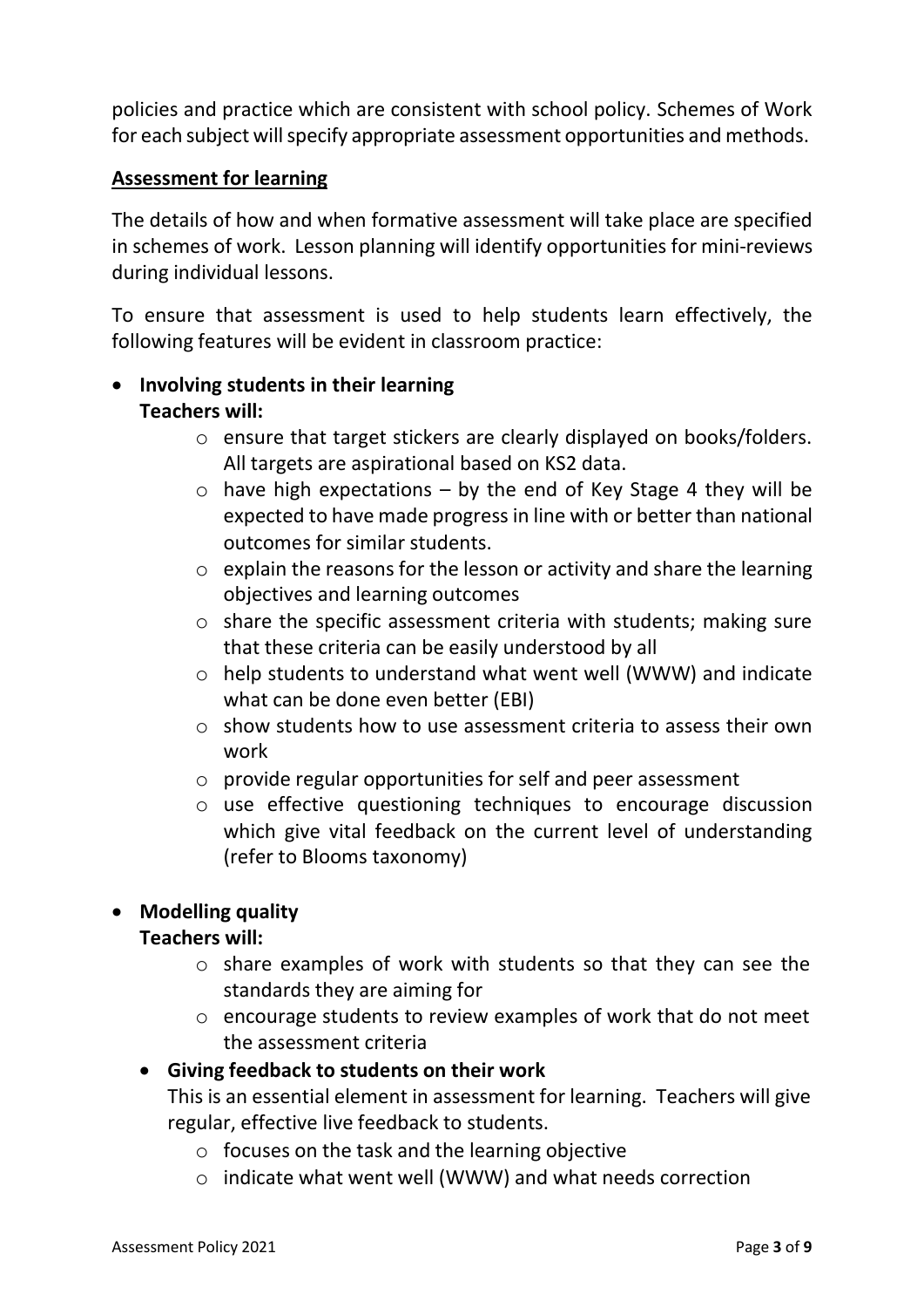policies and practice which are consistent with school policy. Schemes of Work for each subject will specify appropriate assessment opportunities and methods.

**Assessment for learning**

The details of how and when formative assessment will take place are specified in schemes of work. Lesson planning will identify opportunities for mini-reviews during individual lessons.

To ensure that assessment is used to help students learn effectively, the following features will be evident in classroom practice:

- **Involving students in their learning**
  **Teachers will:**
    - ensure that target stickers are clearly displayed on books/folders. All targets are aspirational based on KS2 data.
    - have high expectations – by the end of Key Stage 4 they will be expected to have made progress in line with or better than national outcomes for similar students.
    - explain the reasons for the lesson or activity and share the learning objectives and learning outcomes
    - share the specific assessment criteria with students; making sure that these criteria can be easily understood by all
    - help students to understand what went well (WWW) and indicate what can be done even better (EBI)
    - show students how to use assessment criteria to assess their own work
    - provide regular opportunities for self and peer assessment
    - use effective questioning techniques to encourage discussion which give vital feedback on the current level of understanding (refer to Blooms taxonomy)

- **Modelling quality**
  **Teachers will:**
    - share examples of work with students so that they can see the standards they are aiming for
    - encourage students to review examples of work that do not meet the assessment criteria

- **Giving feedback to students on their work**
  This is an essential element in assessment for learning. Teachers will give regular, effective live feedback to students.
    - focuses on the task and the learning objective
    - indicate what went well (WWW) and what needs correction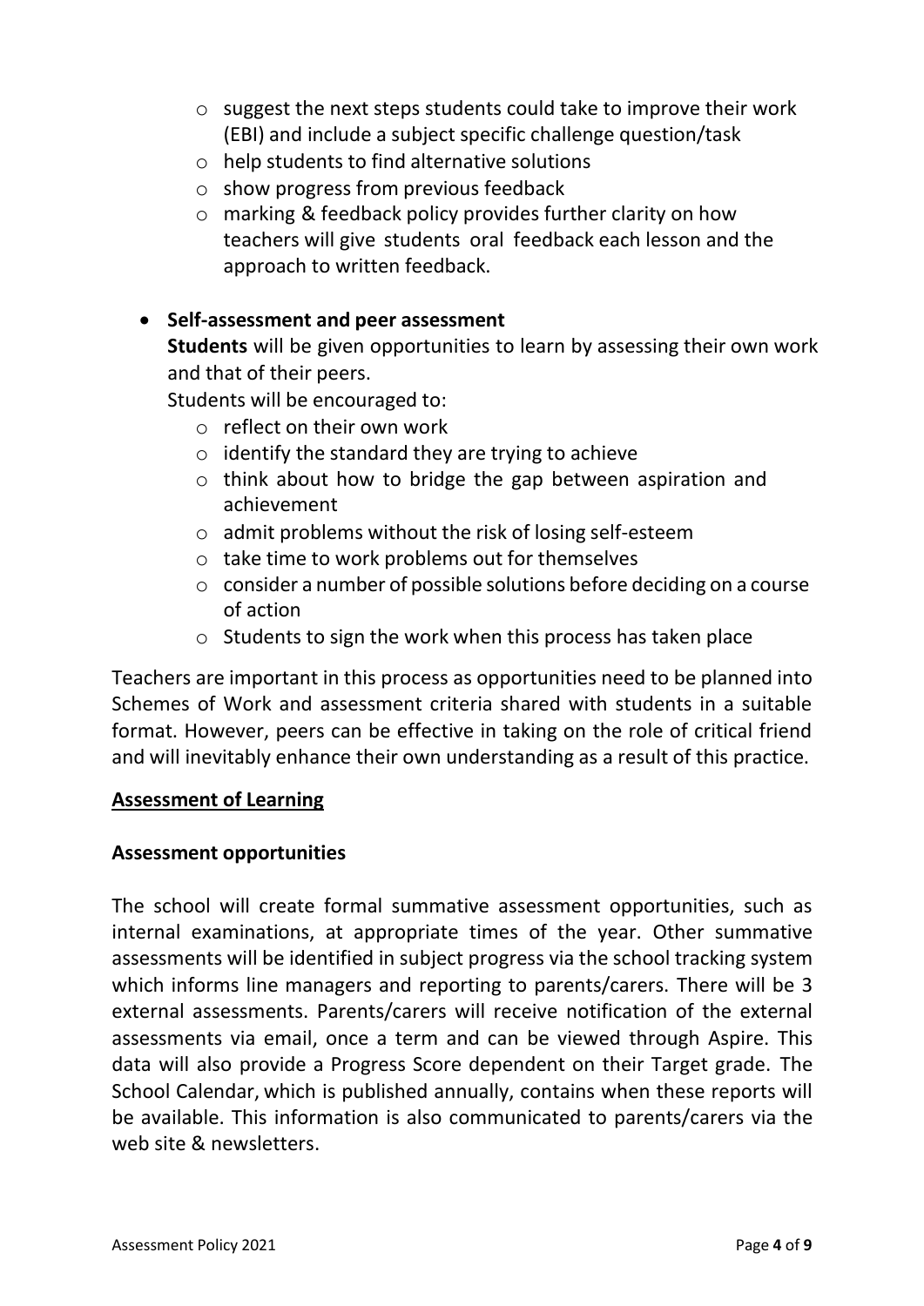- suggest the next steps students could take to improve their work (EBI) and include a subject specific challenge question/task
  - help students to find alternative solutions
  - show progress from previous feedback
  - marking & feedback policy provides further clarity on how teachers will give students oral feedback each lesson and the approach to written feedback.

- **Self-assessment and peer assessment**

  **Students** will be given opportunities to learn by assessing their own work and that of their peers.

  Students will be encouraged to:

  - reflect on their own work
  - identify the standard they are trying to achieve
  - think about how to bridge the gap between aspiration and achievement
  - admit problems without the risk of losing self-esteem
  - take time to work problems out for themselves
  - consider a number of possible solutions before deciding on a course of action
  - Students to sign the work when this process has taken place

Teachers are important in this process as opportunities need to be planned into Schemes of Work and assessment criteria shared with students in a suitable format. However, peers can be effective in taking on the role of critical friend and will inevitably enhance their own understanding as a result of this practice.

## Assessment of Learning

### Assessment opportunities

The school will create formal summative assessment opportunities, such as internal examinations, at appropriate times of the year. Other summative assessments will be identified in subject progress via the school tracking system which informs line managers and reporting to parents/carers. There will be 3 external assessments. Parents/carers will receive notification of the external assessments via email, once a term and can be viewed through Aspire. This data will also provide a Progress Score dependent on their Target grade. The School Calendar, which is published annually, contains when these reports will be available. This information is also communicated to parents/carers via the web site & newsletters.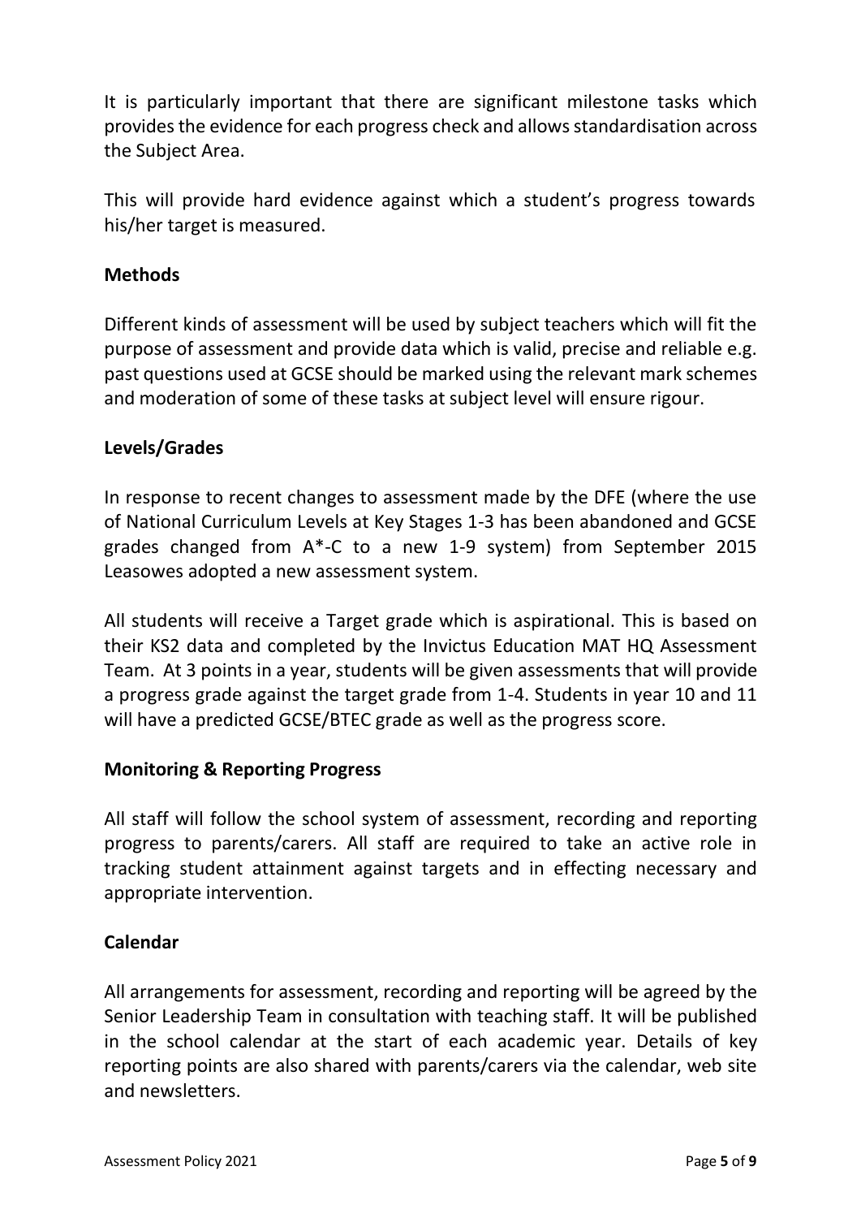It is particularly important that there are significant milestone tasks which provides the evidence for each progress check and allows standardisation across the Subject Area.

This will provide hard evidence against which a student's progress towards his/her target is measured.

**Methods**

Different kinds of assessment will be used by subject teachers which will fit the purpose of assessment and provide data which is valid, precise and reliable e.g. past questions used at GCSE should be marked using the relevant mark schemes and moderation of some of these tasks at subject level will ensure rigour.

**Levels/Grades**

In response to recent changes to assessment made by the DFE (where the use of National Curriculum Levels at Key Stages 1-3 has been abandoned and GCSE grades changed from A*-C to a new 1-9 system) from September 2015 Leasowes adopted a new assessment system.

All students will receive a Target grade which is aspirational. This is based on their KS2 data and completed by the Invictus Education MAT HQ Assessment Team. At 3 points in a year, students will be given assessments that will provide a progress grade against the target grade from 1-4. Students in year 10 and 11 will have a predicted GCSE/BTEC grade as well as the progress score.

**Monitoring & Reporting Progress**

All staff will follow the school system of assessment, recording and reporting progress to parents/carers. All staff are required to take an active role in tracking student attainment against targets and in effecting necessary and appropriate intervention.

**Calendar**

All arrangements for assessment, recording and reporting will be agreed by the Senior Leadership Team in consultation with teaching staff. It will be published in the school calendar at the start of each academic year. Details of key reporting points are also shared with parents/carers via the calendar, web site and newsletters.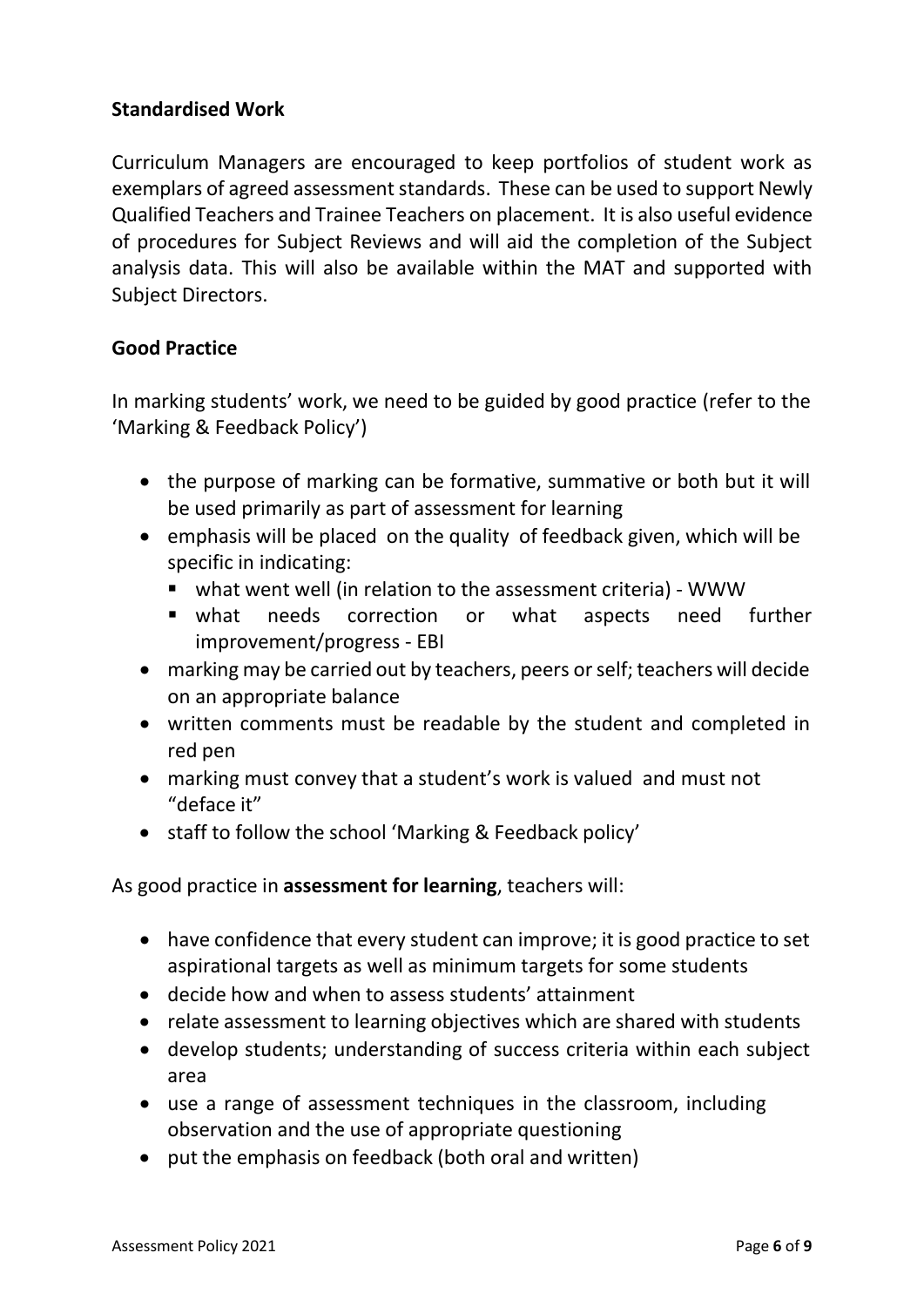**Standardised Work**

Curriculum Managers are encouraged to keep portfolios of student work as exemplars of agreed assessment standards. These can be used to support Newly Qualified Teachers and Trainee Teachers on placement. It is also useful evidence of procedures for Subject Reviews and will aid the completion of the Subject analysis data. This will also be available within the MAT and supported with Subject Directors.

**Good Practice**

In marking students' work, we need to be guided by good practice (refer to the 'Marking & Feedback Policy')

- the purpose of marking can be formative, summative or both but it will be used primarily as part of assessment for learning
- emphasis will be placed on the quality of feedback given, which will be specific in indicating:
  - what went well (in relation to the assessment criteria) - WWW
  - what needs correction or what aspects need further improvement/progress - EBI
- marking may be carried out by teachers, peers or self; teachers will decide on an appropriate balance
- written comments must be readable by the student and completed in red pen
- marking must convey that a student's work is valued and must not "deface it"
- staff to follow the school 'Marking & Feedback policy'

As good practice in **assessment for learning**, teachers will:

- have confidence that every student can improve; it is good practice to set aspirational targets as well as minimum targets for some students
- decide how and when to assess students' attainment
- relate assessment to learning objectives which are shared with students
- develop students; understanding of success criteria within each subject area
- use a range of assessment techniques in the classroom, including observation and the use of appropriate questioning
- put the emphasis on feedback (both oral and written)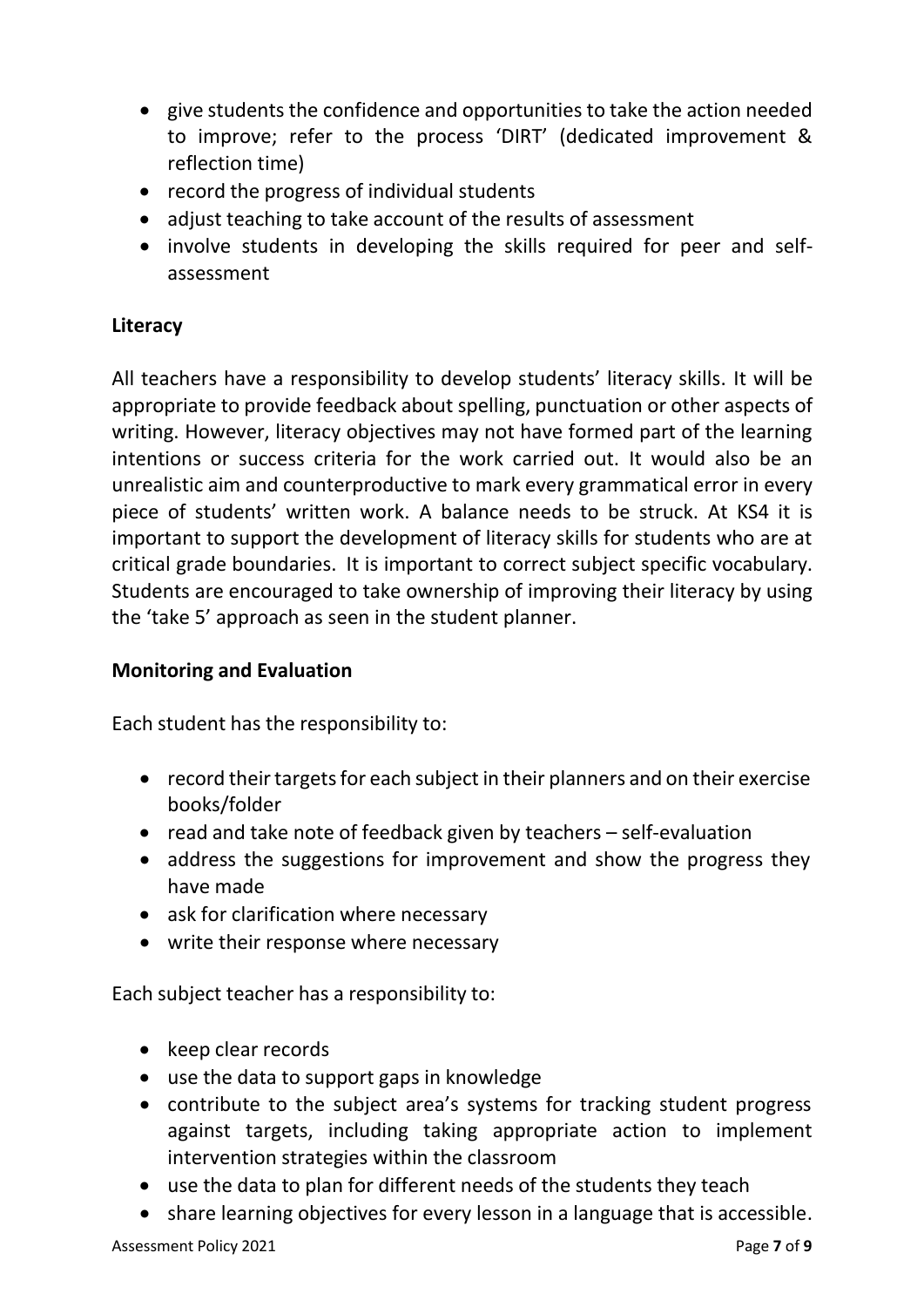- give students the confidence and opportunities to take the action needed to improve; refer to the process 'DIRT' (dedicated improvement & reflection time)
- record the progress of individual students
- adjust teaching to take account of the results of assessment
- involve students in developing the skills required for peer and self-assessment

**Literacy**

All teachers have a responsibility to develop students' literacy skills. It will be appropriate to provide feedback about spelling, punctuation or other aspects of writing. However, literacy objectives may not have formed part of the learning intentions or success criteria for the work carried out. It would also be an unrealistic aim and counterproductive to mark every grammatical error in every piece of students' written work. A balance needs to be struck. At KS4 it is important to support the development of literacy skills for students who are at critical grade boundaries. It is important to correct subject specific vocabulary. Students are encouraged to take ownership of improving their literacy by using the 'take 5' approach as seen in the student planner.

**Monitoring and Evaluation**

Each student has the responsibility to:

- record their targets for each subject in their planners and on their exercise books/folder
- read and take note of feedback given by teachers – self-evaluation
- address the suggestions for improvement and show the progress they have made
- ask for clarification where necessary
- write their response where necessary

Each subject teacher has a responsibility to:

- keep clear records
- use the data to support gaps in knowledge
- contribute to the subject area's systems for tracking student progress against targets, including taking appropriate action to implement intervention strategies within the classroom
- use the data to plan for different needs of the students they teach
- share learning objectives for every lesson in a language that is accessible.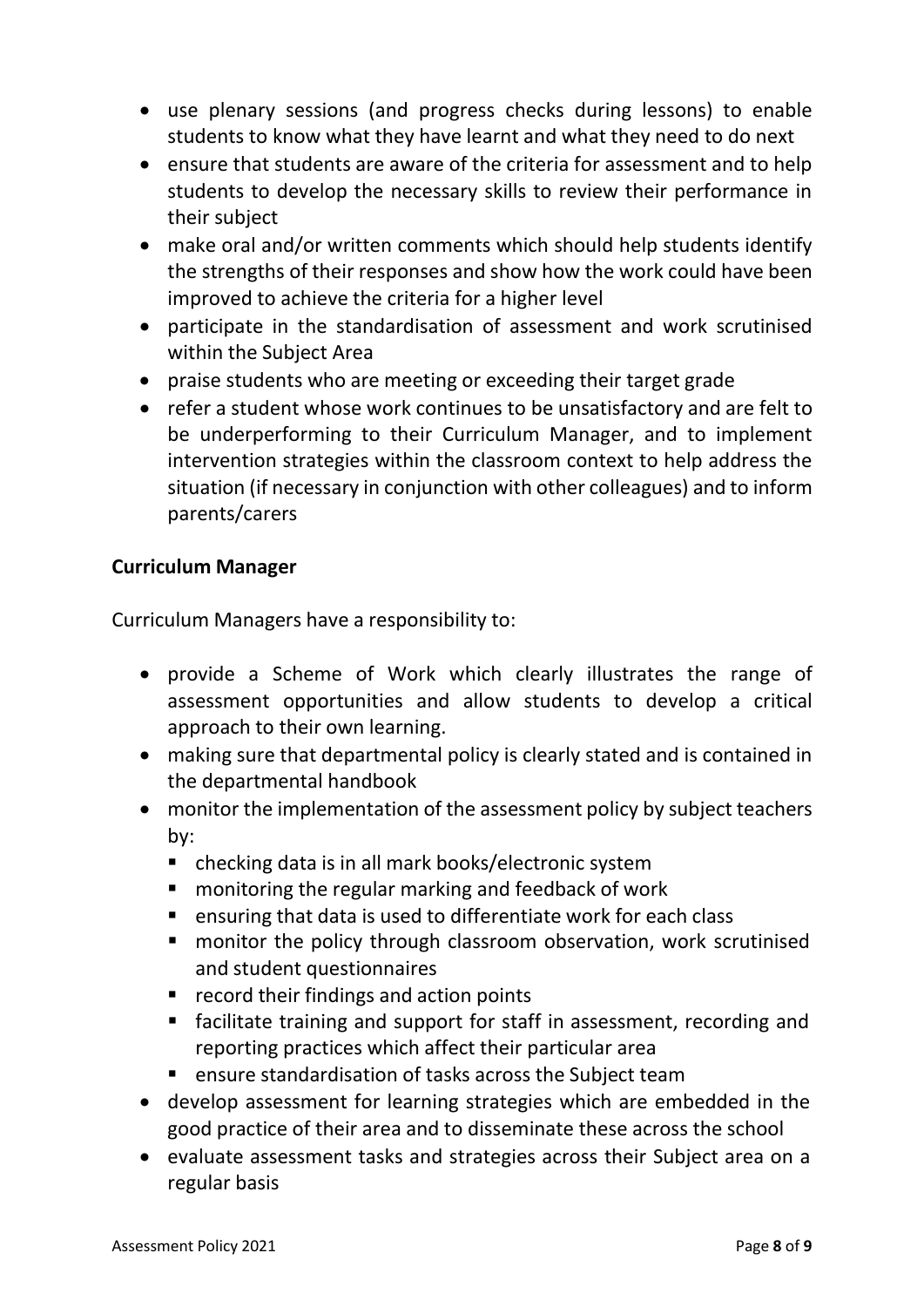- use plenary sessions (and progress checks during lessons) to enable students to know what they have learnt and what they need to do next
- ensure that students are aware of the criteria for assessment and to help students to develop the necessary skills to review their performance in their subject
- make oral and/or written comments which should help students identify the strengths of their responses and show how the work could have been improved to achieve the criteria for a higher level
- participate in the standardisation of assessment and work scrutinised within the Subject Area
- praise students who are meeting or exceeding their target grade
- refer a student whose work continues to be unsatisfactory and are felt to be underperforming to their Curriculum Manager, and to implement intervention strategies within the classroom context to help address the situation (if necessary in conjunction with other colleagues) and to inform parents/carers

**Curriculum Manager**

Curriculum Managers have a responsibility to:

- provide a Scheme of Work which clearly illustrates the range of assessment opportunities and allow students to develop a critical approach to their own learning.
- making sure that departmental policy is clearly stated and is contained in the departmental handbook
- monitor the implementation of the assessment policy by subject teachers by:
  - checking data is in all mark books/electronic system
  - monitoring the regular marking and feedback of work
  - ensuring that data is used to differentiate work for each class
  - monitor the policy through classroom observation, work scrutinised and student questionnaires
  - record their findings and action points
  - facilitate training and support for staff in assessment, recording and reporting practices which affect their particular area
  - ensure standardisation of tasks across the Subject team
- develop assessment for learning strategies which are embedded in the good practice of their area and to disseminate these across the school
- evaluate assessment tasks and strategies across their Subject area on a regular basis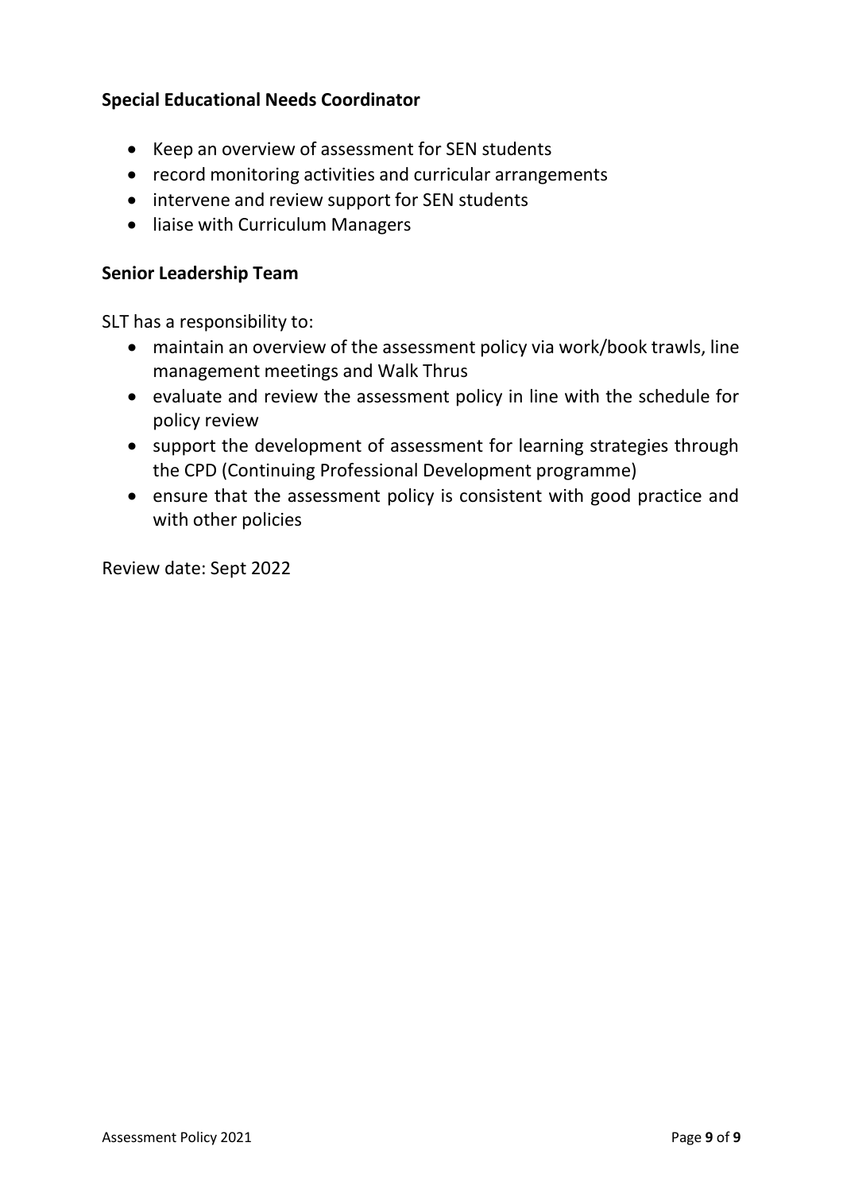### Special Educational Needs Coordinator

- Keep an overview of assessment for SEN students
- record monitoring activities and curricular arrangements
- intervene and review support for SEN students
- liaise with Curriculum Managers

### Senior Leadership Team

SLT has a responsibility to:

- maintain an overview of the assessment policy via work/book trawls, line management meetings and Walk Thrus
- evaluate and review the assessment policy in line with the schedule for policy review
- support the development of assessment for learning strategies through the CPD (Continuing Professional Development programme)
- ensure that the assessment policy is consistent with good practice and with other policies

Review date: Sept 2022